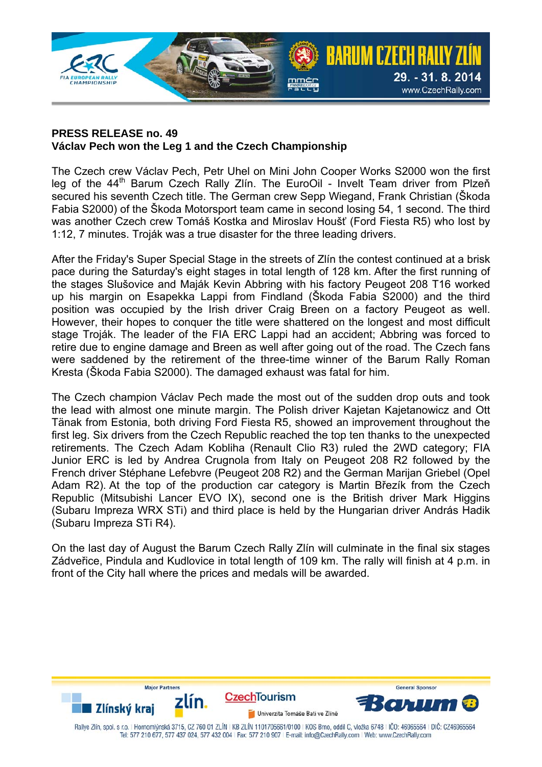**PRESS RELEASE no. 49**
**Václav Pech won the Leg 1 and the Czech Championship**

The Czech crew Václav Pech, Petr Uhel on Mini John Cooper Works S2000 won the first leg of the 44th Barum Czech Rally Zlín. The EuroOil - Invelt Team driver from Plzeň secured his seventh Czech title. The German crew Sepp Wiegand, Frank Christian (Škoda Fabia S2000) of the Škoda Motorsport team came in second losing 54, 1 second. The third was another Czech crew Tomáš Kostka and Miroslav Houšť (Ford Fiesta R5) who lost by 1:12, 7 minutes. Troják was a true disaster for the three leading drivers.

After the Friday's Super Special Stage in the streets of Zlín the contest continued at a brisk pace during the Saturday's eight stages in total length of 128 km. After the first running of the stages Slušovice and Maják Kevin Abbring with his factory Peugeot 208 T16 worked up his margin on Esapekka Lappi from Findland (Škoda Fabia S2000) and the third position was occupied by the Irish driver Craig Breen on a factory Peugeot as well. However, their hopes to conquer the title were shattered on the longest and most difficult stage Troják. The leader of the FIA ERC Lappi had an accident; Abbring was forced to retire due to engine damage and Breen as well after going out of the road. The Czech fans were saddened by the retirement of the three-time winner of the Barum Rally Roman Kresta (Škoda Fabia S2000). The damaged exhaust was fatal for him.

The Czech champion Václav Pech made the most out of the sudden drop outs and took the lead with almost one minute margin. The Polish driver Kajetan Kajetanowicz and Ott Tänak from Estonia, both driving Ford Fiesta R5, showed an improvement throughout the first leg. Six drivers from the Czech Republic reached the top ten thanks to the unexpected retirements. The Czech Adam Kobliha (Renault Clio R3) ruled the 2WD category; FIA Junior ERC is led by Andrea Crugnola from Italy on Peugeot 208 R2 followed by the French driver Stéphane Lefebvre (Peugeot 208 R2) and the German Marijan Griebel (Opel Adam R2). At the top of the production car category is Martin Březík from the Czech Republic (Mitsubishi Lancer EVO IX), second one is the British driver Mark Higgins (Subaru Impreza WRX STi) and third place is held by the Hungarian driver András Hadik (Subaru Impreza STi R4).

On the last day of August the Barum Czech Rally Zlín will culminate in the final six stages Zádveřice, Pindula and Kudlovice in total length of 109 km. The rally will finish at 4 p.m. in front of the City hall where the prices and medals will be awarded.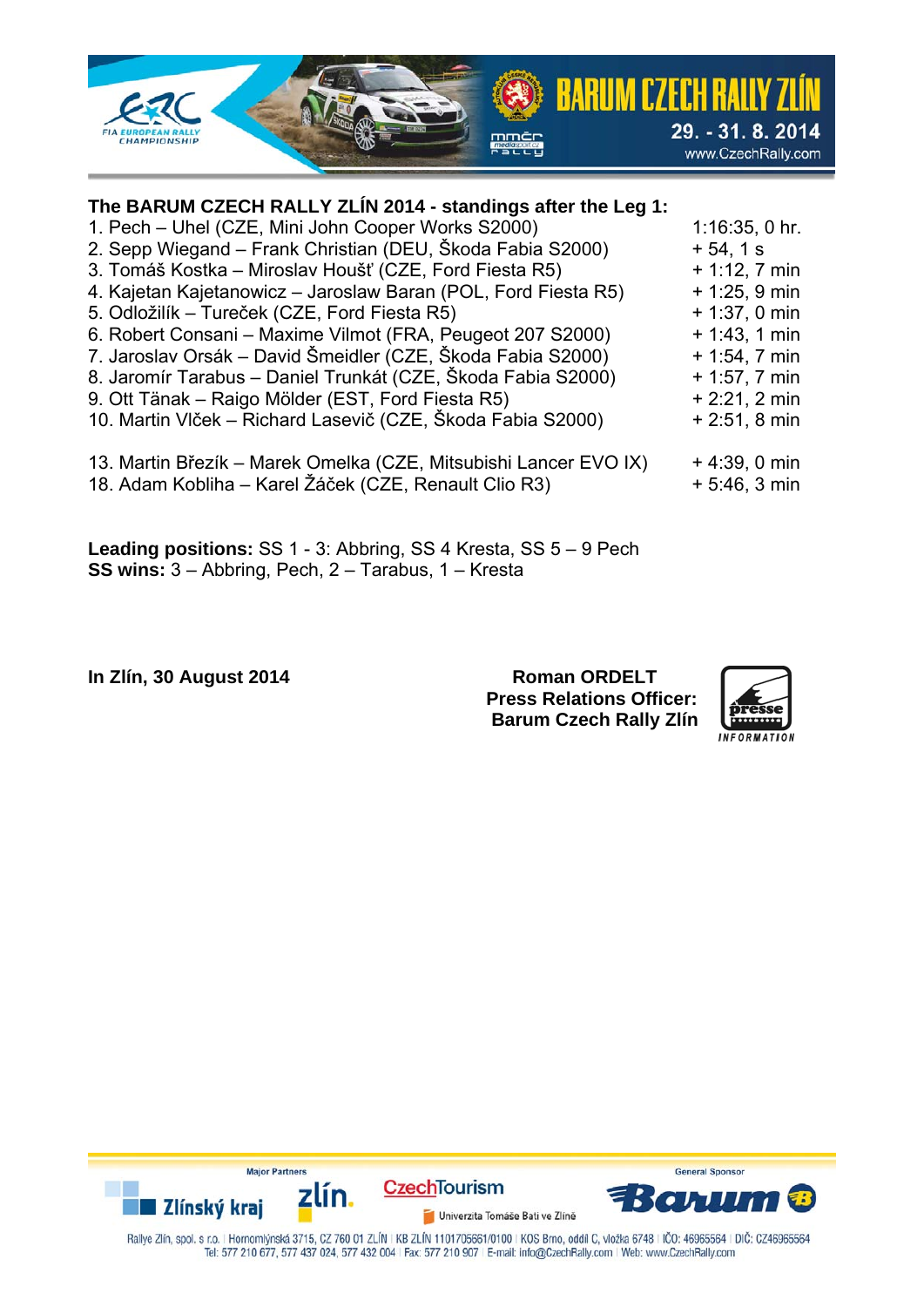**The BARUM CZECH RALLY ZLÍN 2014 - standings after the Leg 1:**

| | |
|---|---|
| 1. Pech – Uhel (CZE, Mini John Cooper Works S2000) | 1:16:35, 0 hr. |
| 2. Sepp Wiegand – Frank Christian (DEU, Škoda Fabia S2000) | + 54, 1 s |
| 3. Tomáš Kostka – Miroslav Houšť (CZE, Ford Fiesta R5) | + 1:12, 7 min |
| 4. Kajetan Kajetanowicz – Jaroslaw Baran (POL, Ford Fiesta R5) | + 1:25, 9 min |
| 5. Odložilík – Tureček (CZE, Ford Fiesta R5) | + 1:37, 0 min |
| 6. Robert Consani – Maxime Vilmot (FRA, Peugeot 207 S2000) | + 1:43, 1 min |
| 7. Jaroslav Orsák – David Šmeidler (CZE, Škoda Fabia S2000) | + 1:54, 7 min |
| 8. Jaromír Tarabus – Daniel Trunkát (CZE, Škoda Fabia S2000) | + 1:57, 7 min |
| 9. Ott Tänak – Raigo Mölder (EST, Ford Fiesta R5) | + 2:21, 2 min |
| 10. Martin Vlček – Richard Lasevič (CZE, Škoda Fabia S2000) | + 2:51, 8 min |
| 13. Martin Březík – Marek Omelka (CZE, Mitsubishi Lancer EVO IX) | + 4:39, 0 min |
| 18. Adam Kobliha – Karel Žáček (CZE, Renault Clio R3) | + 5:46, 3 min |

**Leading positions:** SS 1 - 3: Abbring, SS 4 Kresta, SS 5 – 9 Pech
**SS wins:** 3 – Abbring, Pech, 2 – Tarabus, 1 – Kresta

**In Zlín, 30 August 2014**

**Roman ORDELT**
**Press Relations Officer:**
**Barum Czech Rally Zlín**